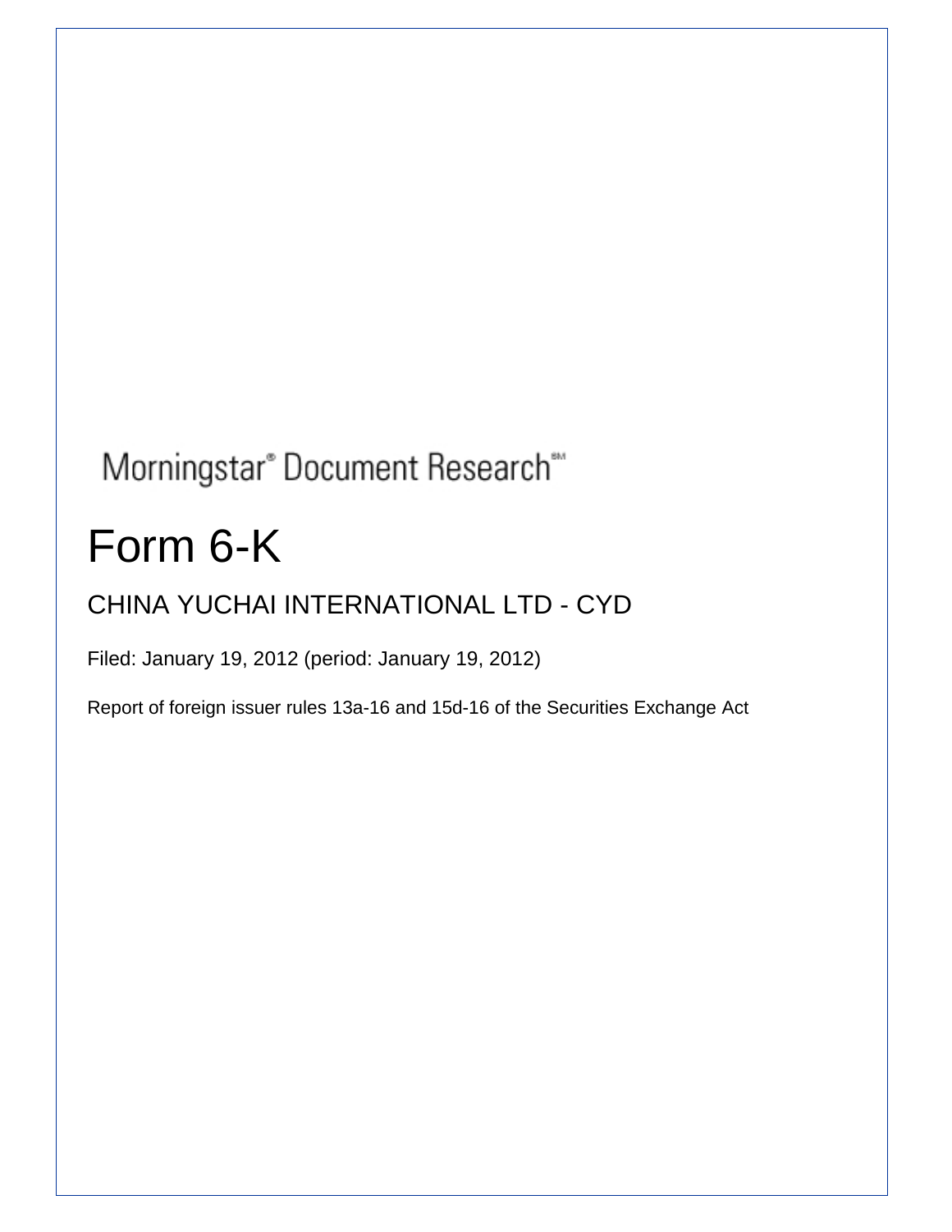Morningstar® Document Research℠

# Form 6-K

## CHINA YUCHAI INTERNATIONAL LTD - CYD

Filed: January 19, 2012 (period: January 19, 2012)

Report of foreign issuer rules 13a-16 and 15d-16 of the Securities Exchange Act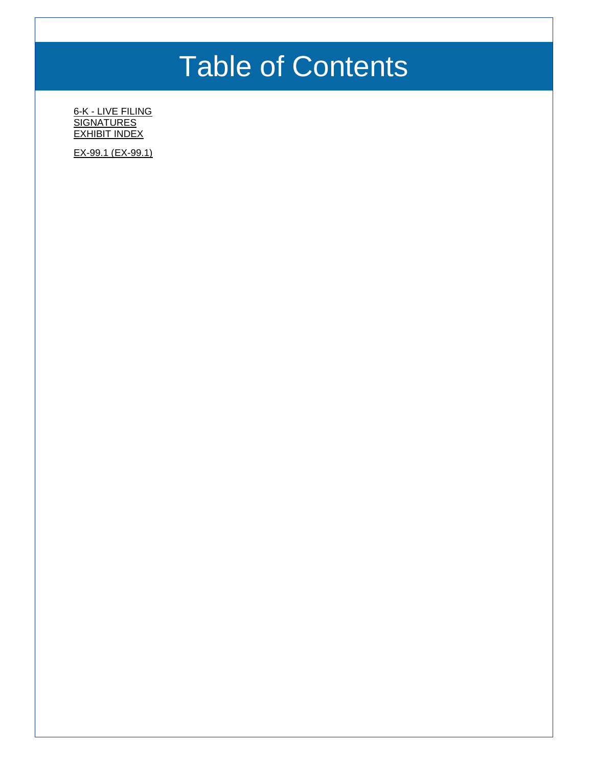# Table of Contents

6-K - LIVE FILING
SIGNATURES
EXHIBIT INDEX

EX-99.1 (EX-99.1)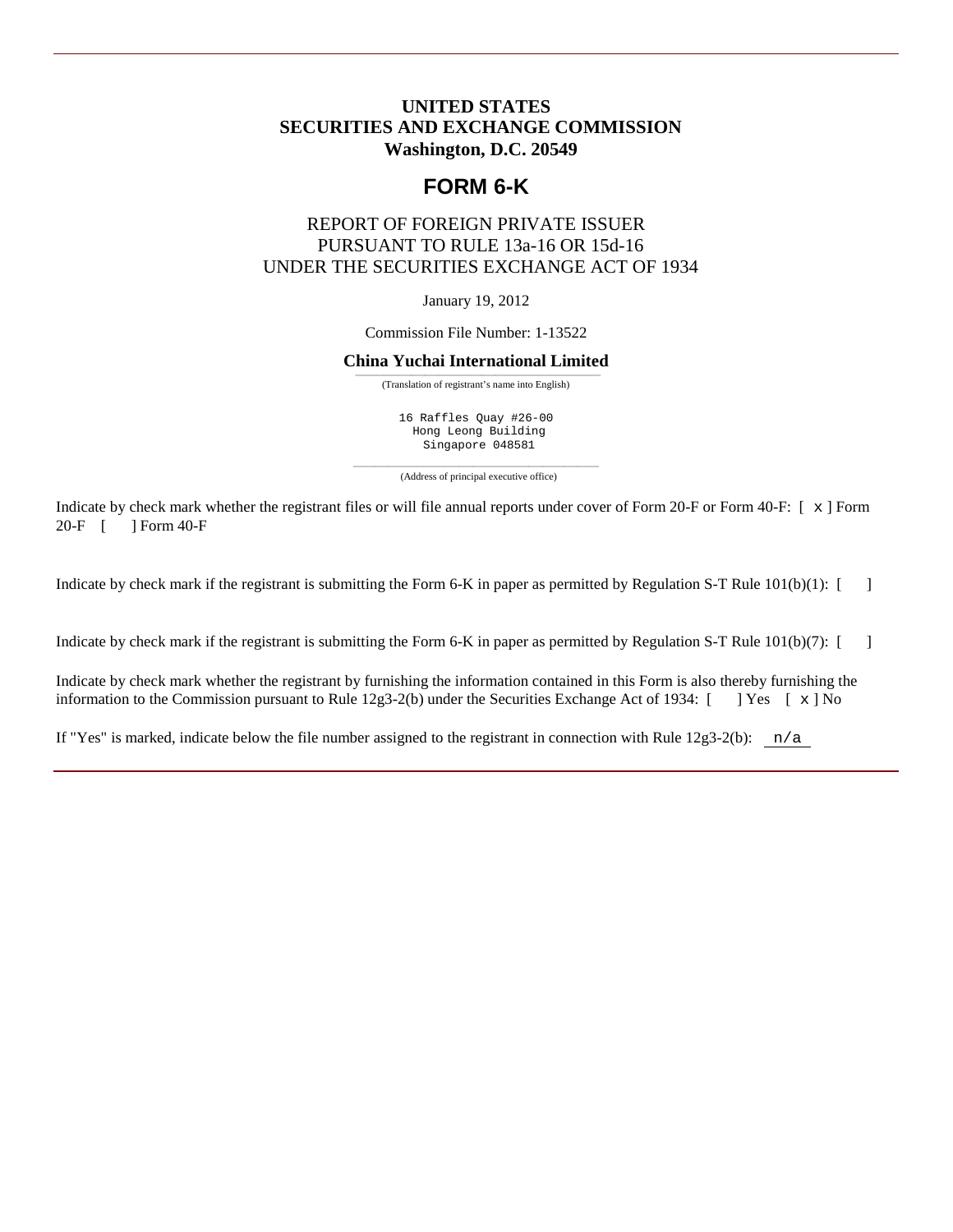# UNITED STATES
# SECURITIES AND EXCHANGE COMMISSION
## Washington, D.C. 20549

# FORM 6-K

REPORT OF FOREIGN PRIVATE ISSUER
PURSUANT TO RULE 13a-16 OR 15d-16
UNDER THE SECURITIES EXCHANGE ACT OF 1934

January 19, 2012

Commission File Number: 1-13522

**China Yuchai International Limited**

(Translation of registrant's name into English)

16 Raffles Quay #26-00
Hong Leong Building
Singapore 048581

(Address of principal executive office)

Indicate by check mark whether the registrant files or will file annual reports under cover of Form 20-F or Form 40-F: [ x ] Form 20-F [ ] Form 40-F

Indicate by check mark if the registrant is submitting the Form 6-K in paper as permitted by Regulation S-T Rule 101(b)(1): [ ]

Indicate by check mark if the registrant is submitting the Form 6-K in paper as permitted by Regulation S-T Rule 101(b)(7): [ ]

Indicate by check mark whether the registrant by furnishing the information contained in this Form is also thereby furnishing the information to the Commission pursuant to Rule 12g3-2(b) under the Securities Exchange Act of 1934: [ ] Yes [ x ] No

If "Yes" is marked, indicate below the file number assigned to the registrant in connection with Rule 12g3-2(b): n/a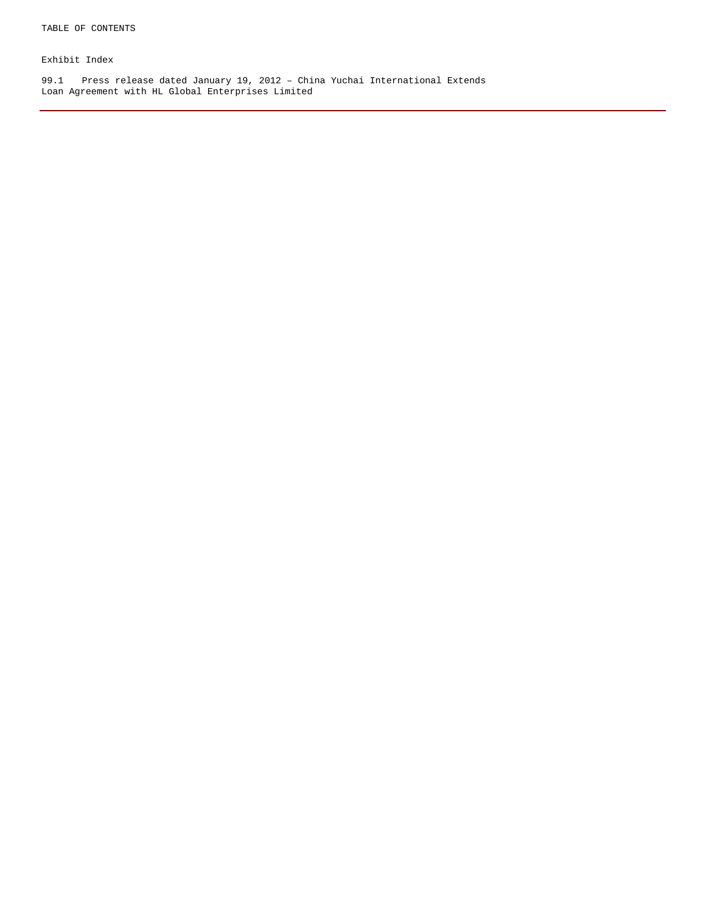TABLE OF CONTENTS

Exhibit Index

99.1 Press release dated January 19, 2012 – China Yuchai International Extends Loan Agreement with HL Global Enterprises Limited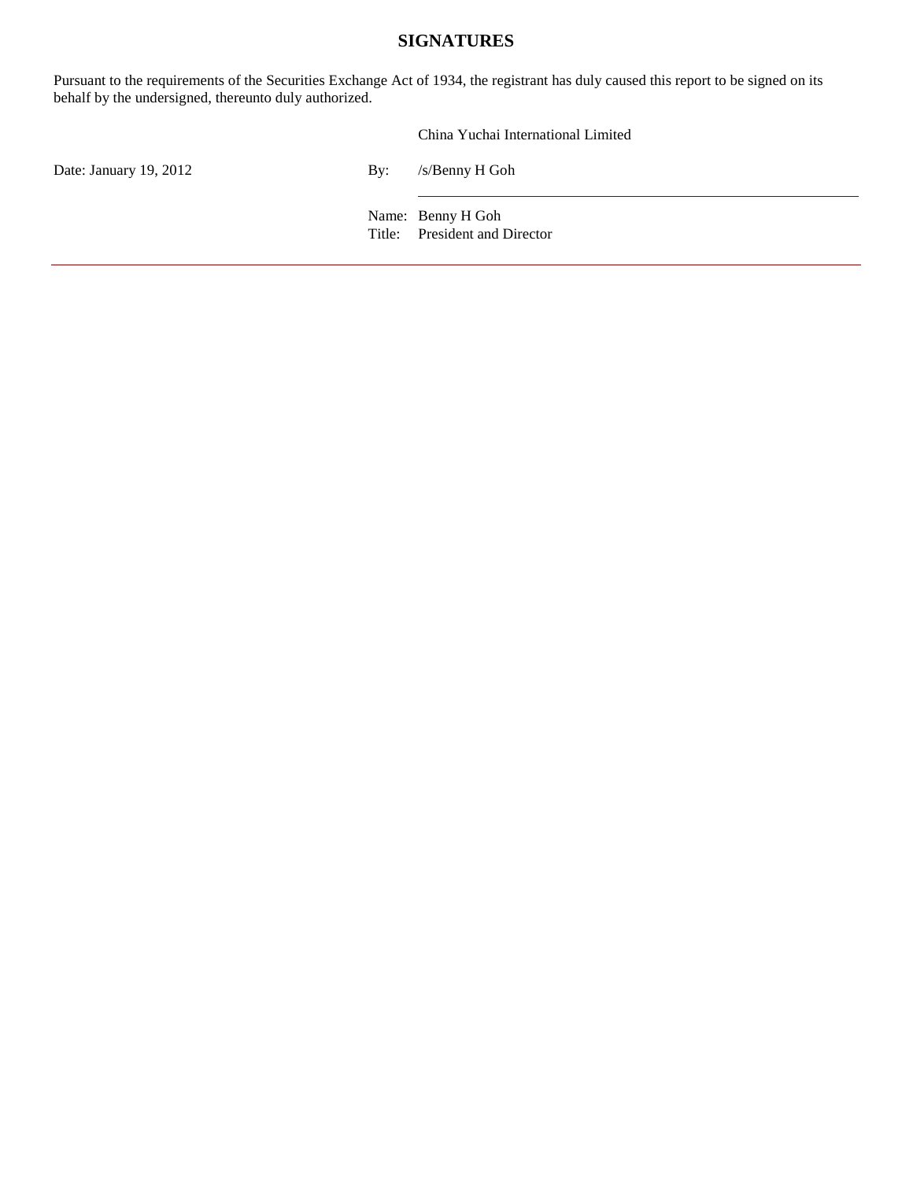## SIGNATURES

Pursuant to the requirements of the Securities Exchange Act of 1934, the registrant has duly caused this report to be signed on its behalf by the undersigned, thereunto duly authorized.

| | | |
|---|---|---|
| | | China Yuchai International Limited |
| Date: January 19, 2012 | By: | /s/Benny H Goh |
| | Name: | Benny H Goh |
| | Title: | President and Director |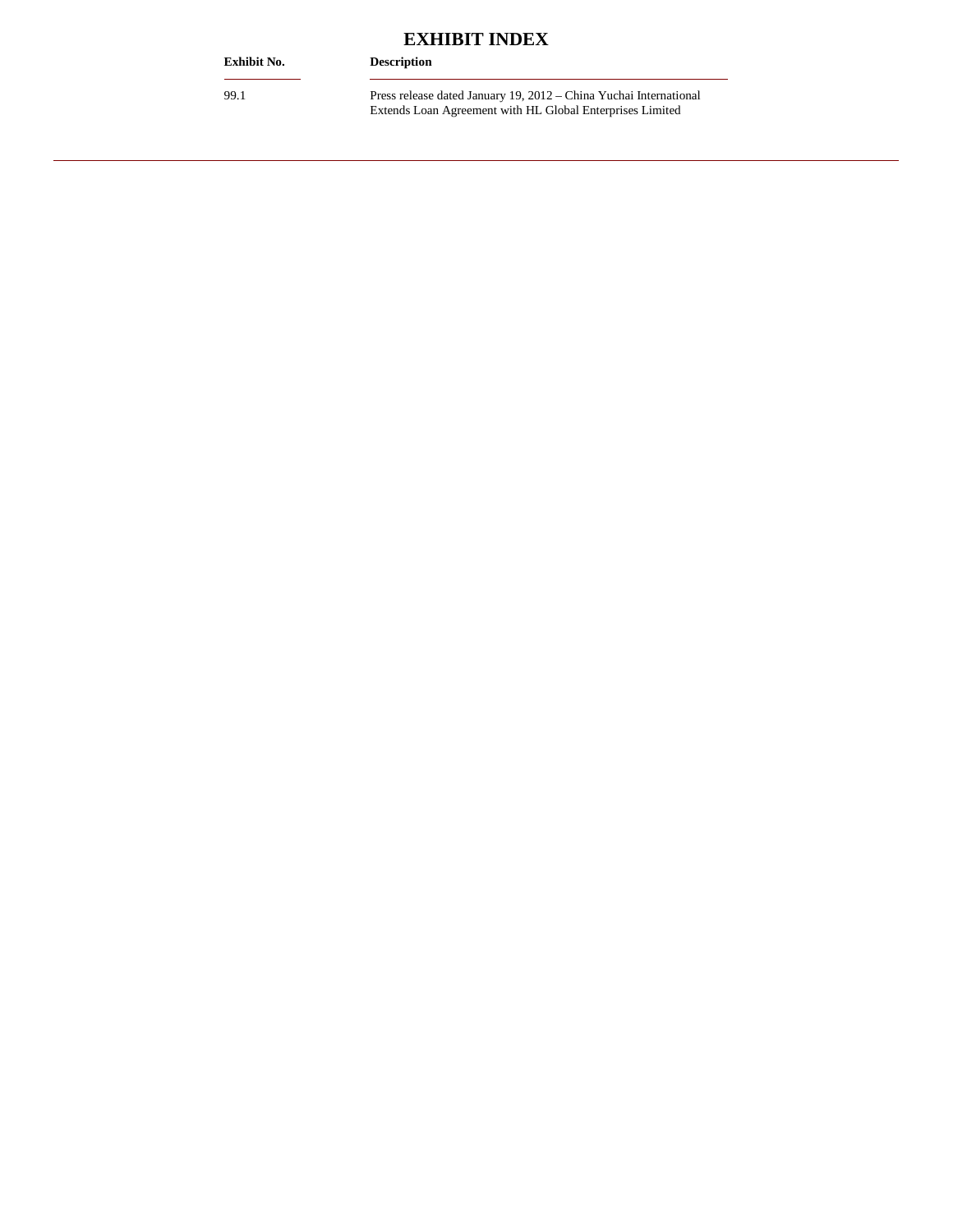# EXHIBIT INDEX

| Exhibit No. | Description |
|---|---|
| 99.1 | Press release dated January 19, 2012 – China Yuchai International Extends Loan Agreement with HL Global Enterprises Limited |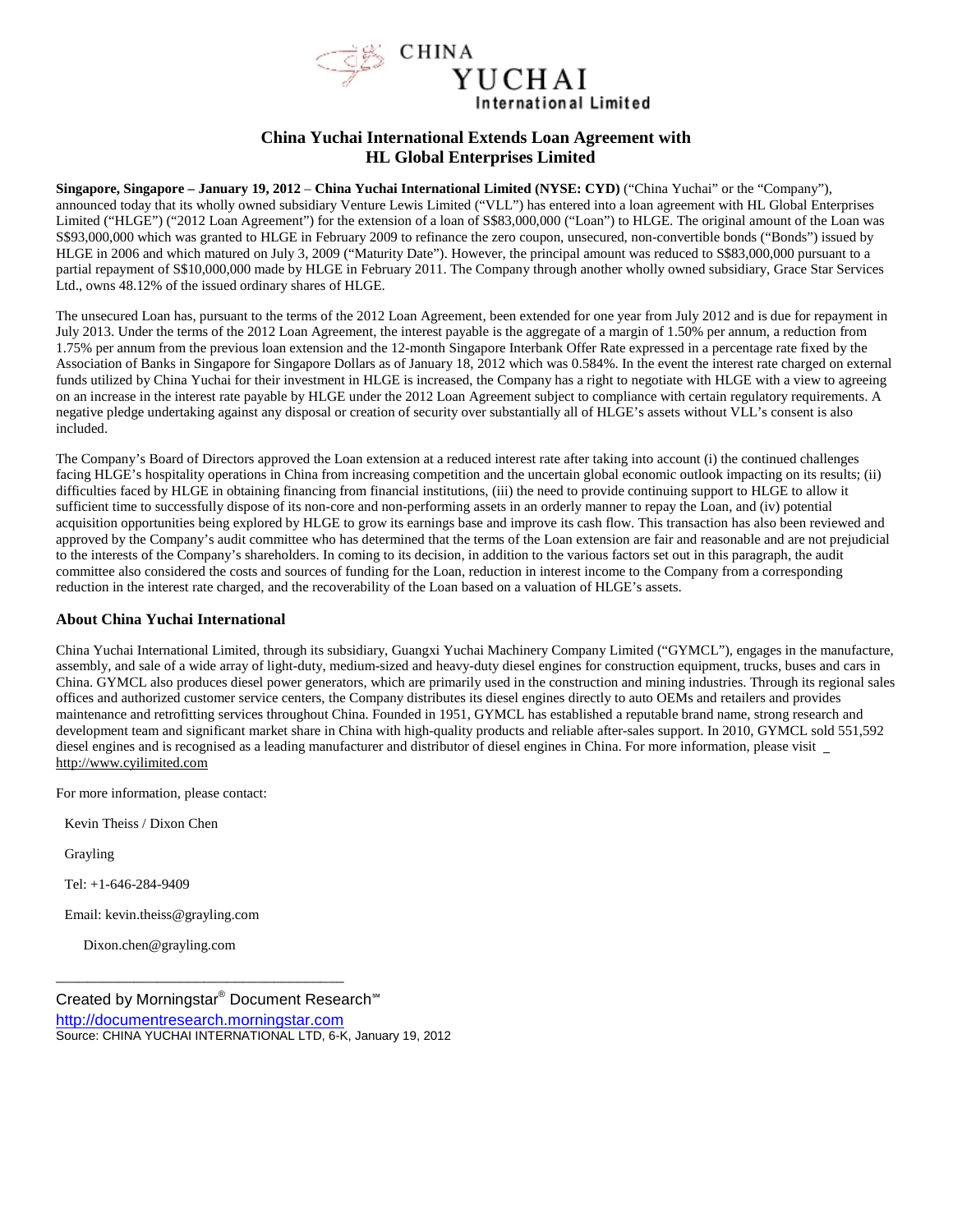CHINA YUCHAI International Limited

## China Yuchai International Extends Loan Agreement with HL Global Enterprises Limited

**Singapore, Singapore – January 19, 2012** – **China Yuchai International Limited (NYSE: CYD)** ("China Yuchai" or the "Company"), announced today that its wholly owned subsidiary Venture Lewis Limited ("VLL") has entered into a loan agreement with HL Global Enterprises Limited ("HLGE") ("2012 Loan Agreement") for the extension of a loan of S$83,000,000 ("Loan") to HLGE. The original amount of the Loan was S$93,000,000 which was granted to HLGE in February 2009 to refinance the zero coupon, unsecured, non-convertible bonds ("Bonds") issued by HLGE in 2006 and which matured on July 3, 2009 ("Maturity Date"). However, the principal amount was reduced to S$83,000,000 pursuant to a partial repayment of S$10,000,000 made by HLGE in February 2011. The Company through another wholly owned subsidiary, Grace Star Services Ltd., owns 48.12% of the issued ordinary shares of HLGE.

The unsecured Loan has, pursuant to the terms of the 2012 Loan Agreement, been extended for one year from July 2012 and is due for repayment in July 2013. Under the terms of the 2012 Loan Agreement, the interest payable is the aggregate of a margin of 1.50% per annum, a reduction from 1.75% per annum from the previous loan extension and the 12-month Singapore Interbank Offer Rate expressed in a percentage rate fixed by the Association of Banks in Singapore for Singapore Dollars as of January 18, 2012 which was 0.584%. In the event the interest rate charged on external funds utilized by China Yuchai for their investment in HLGE is increased, the Company has a right to negotiate with HLGE with a view to agreeing on an increase in the interest rate payable by HLGE under the 2012 Loan Agreement subject to compliance with certain regulatory requirements. A negative pledge undertaking against any disposal or creation of security over substantially all of HLGE's assets without VLL's consent is also included.

The Company's Board of Directors approved the Loan extension at a reduced interest rate after taking into account (i) the continued challenges facing HLGE's hospitality operations in China from increasing competition and the uncertain global economic outlook impacting on its results; (ii) difficulties faced by HLGE in obtaining financing from financial institutions, (iii) the need to provide continuing support to HLGE to allow it sufficient time to successfully dispose of its non-core and non-performing assets in an orderly manner to repay the Loan, and (iv) potential acquisition opportunities being explored by HLGE to grow its earnings base and improve its cash flow. This transaction has also been reviewed and approved by the Company's audit committee who has determined that the terms of the Loan extension are fair and reasonable and are not prejudicial to the interests of the Company's shareholders. In coming to its decision, in addition to the various factors set out in this paragraph, the audit committee also considered the costs and sources of funding for the Loan, reduction in interest income to the Company from a corresponding reduction in the interest rate charged, and the recoverability of the Loan based on a valuation of HLGE's assets.

### About China Yuchai International

China Yuchai International Limited, through its subsidiary, Guangxi Yuchai Machinery Company Limited ("GYMCL"), engages in the manufacture, assembly, and sale of a wide array of light-duty, medium-sized and heavy-duty diesel engines for construction equipment, trucks, buses and cars in China. GYMCL also produces diesel power generators, which are primarily used in the construction and mining industries. Through its regional sales offices and authorized customer service centers, the Company distributes its diesel engines directly to auto OEMs and retailers and provides maintenance and retrofitting services throughout China. Founded in 1951, GYMCL has established a reputable brand name, strong research and development team and significant market share in China with high-quality products and reliable after-sales support. In 2010, GYMCL sold 551,592 diesel engines and is recognised as a leading manufacturer and distributor of diesel engines in China. For more information, please visit http://www.cyilimited.com

For more information, please contact:

Kevin Theiss / Dixon Chen

Grayling

Tel: +1-646-284-9409

Email: kevin.theiss@grayling.com

Dixon.chen@grayling.com